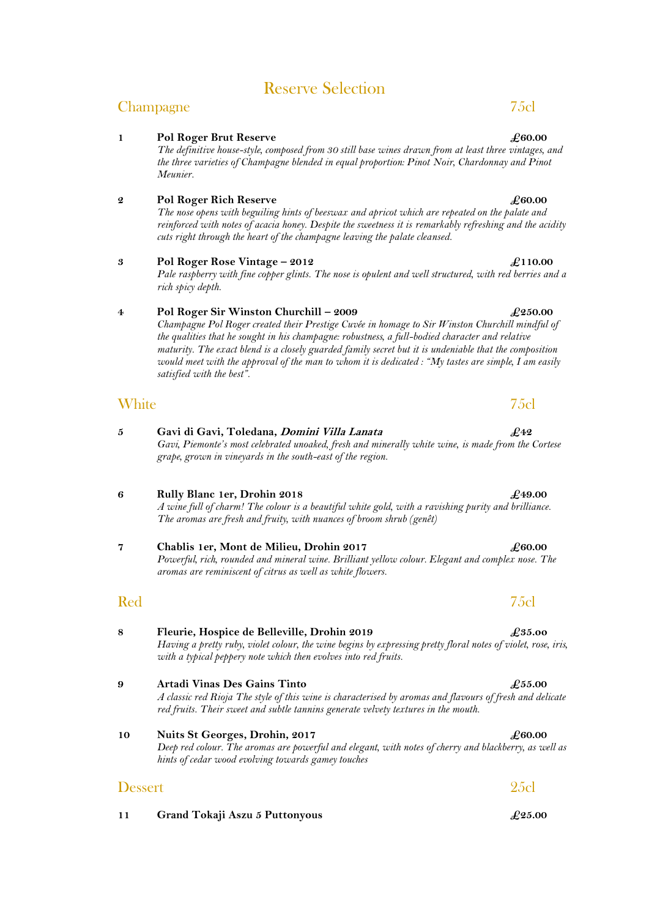# Reserve Selection

## Champagne — 75cl

**1** **Pol Roger Brut Reserve** — **£60.00**
*The definitive house-style, composed from 30 still base wines drawn from at least three vintages, and the three varieties of Champagne blended in equal proportion: Pinot Noir, Chardonnay and Pinot Meunier.*

**2** **Pol Roger Rich Reserve** — **£60.00**
*The nose opens with beguiling hints of beeswax and apricot which are repeated on the palate and reinforced with notes of acacia honey. Despite the sweetness it is remarkably refreshing and the acidity cuts right through the heart of the champagne leaving the palate cleansed.*

**3** **Pol Roger Rose Vintage – 2012** — **£110.00**
*Pale raspberry with fine copper glints. The nose is opulent and well structured, with red berries and a rich spicy depth.*

**4** **Pol Roger Sir Winston Churchill – 2009** — **£250.00**
*Champagne Pol Roger created their Prestige Cuvée in homage to Sir Winston Churchill mindful of the qualities that he sought in his champagne: robustness, a full-bodied character and relative maturity. The exact blend is a closely guarded family secret but it is undeniable that the composition would meet with the approval of the man to whom it is dedicated : "My tastes are simple, I am easily satisfied with the best".*

## White — 75cl

**5** **Gavi di Gavi, Toledana, *Domini Villa Lanata*** — **£42**
*Gavi, Piemonte's most celebrated unoaked, fresh and minerally white wine, is made from the Cortese grape, grown in vineyards in the south-east of the region.*

**6** **Rully Blanc 1er, Drohin 2018** — **£49.00**
*A wine full of charm! The colour is a beautiful white gold, with a ravishing purity and brilliance. The aromas are fresh and fruity, with nuances of broom shrub (genêt)*

**7** **Chablis 1er, Mont de Milieu, Drohin 2017** — **£60.00**
*Powerful, rich, rounded and mineral wine. Brilliant yellow colour. Elegant and complex nose. The aromas are reminiscent of citrus as well as white flowers.*

## Red — 75cl

**8** **Fleurie, Hospice de Belleville, Drohin 2019** — **£35.00**
*Having a pretty ruby, violet colour, the wine begins by expressing pretty floral notes of violet, rose, iris, with a typical peppery note which then evolves into red fruits.*

**9** **Artadi Vinas Des Gains Tinto** — **£55.00**
*A classic red Rioja The style of this wine is characterised by aromas and flavours of fresh and delicate red fruits. Their sweet and subtle tannins generate velvety textures in the mouth.*

**10** **Nuits St Georges, Drohin, 2017** — **£60.00**
*Deep red colour. The aromas are powerful and elegant, with notes of cherry and blackberry, as well as hints of cedar wood evolving towards gamey touches*

## Dessert — 25cl

**11** **Grand Tokaji Aszu 5 Puttonyous** — **£25.00**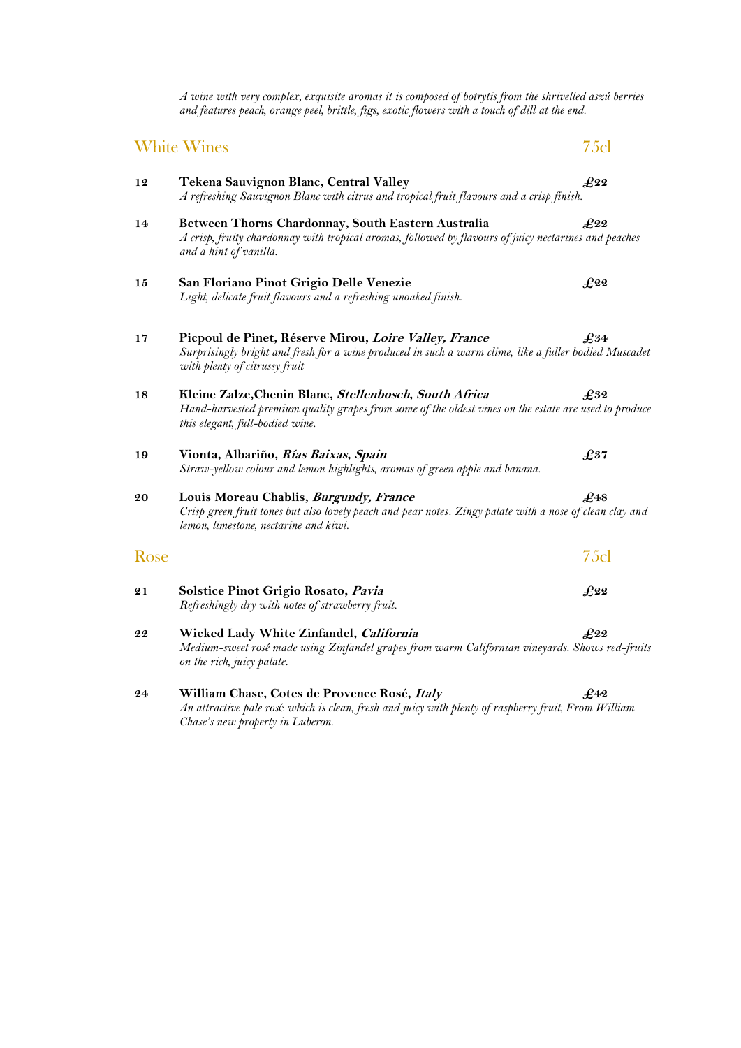*A wine with very complex, exquisite aromas it is composed of botrytis from the shrivelled aszú berries and features peach, orange peel, brittle, figs, exotic flowers with a touch of dill at the end.*

## White Wines — 75cl

**12** **Tekena Sauvignon Blanc, Central Valley** — **£22**
*A refreshing Sauvignon Blanc with citrus and tropical fruit flavours and a crisp finish.*

**14** **Between Thorns Chardonnay, South Eastern Australia** — **£22**
*A crisp, fruity chardonnay with tropical aromas, followed by flavours of juicy nectarines and peaches and a hint of vanilla.*

**15** **San Floriano Pinot Grigio Delle Venezie** — **£22**
*Light, delicate fruit flavours and a refreshing unoaked finish.*

**17** **Picpoul de Pinet, Réserve Mirou, *Loire Valley, France*** — **£34**
*Surprisingly bright and fresh for a wine produced in such a warm clime, like a fuller bodied Muscadet with plenty of citrussy fruit*

**18** **Kleine Zalze,Chenin Blanc, *Stellenbosch, South Africa*** — **£32**
*Hand-harvested premium quality grapes from some of the oldest vines on the estate are used to produce this elegant, full-bodied wine.*

**19** **Vionta, Albariño, *Rías Baixas, Spain*** — **£37**
*Straw-yellow colour and lemon highlights, aromas of green apple and banana.*

**20** **Louis Moreau Chablis, *Burgundy, France*** — **£48**
*Crisp green fruit tones but also lovely peach and pear notes. Zingy palate with a nose of clean clay and lemon, limestone, nectarine and kiwi.*

## Rose — 75cl

**21** **Solstice Pinot Grigio Rosato, *Pavia*** — **£22**
*Refreshingly dry with notes of strawberry fruit.*

**22** **Wicked Lady White Zinfandel, *California*** — **£22**
*Medium-sweet rosé made using Zinfandel grapes from warm Californian vineyards. Shows red-fruits on the rich, juicy palate.*

**24** **William Chase, Cotes de Provence Rosé, *Italy*** — **£42**
*An attractive pale rosé which is clean, fresh and juicy with plenty of raspberry fruit, From William Chase's new property in Luberon.*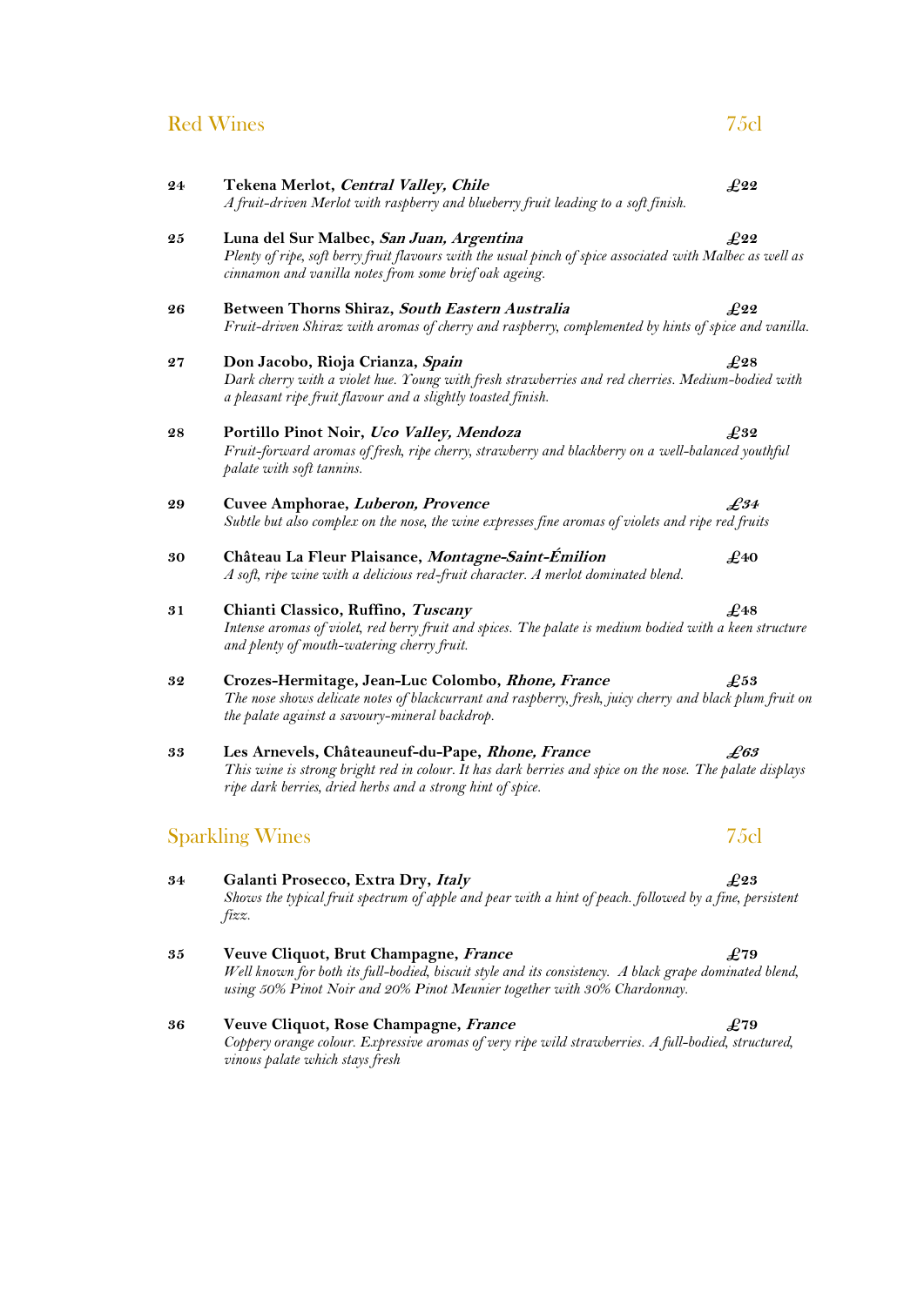## Red Wines — 75cl

**24** **Tekena Merlot, *Central Valley, Chile*** — **£22**
*A fruit-driven Merlot with raspberry and blueberry fruit leading to a soft finish.*

**25** **Luna del Sur Malbec, *San Juan, Argentina*** — **£22**
*Plenty of ripe, soft berry fruit flavours with the usual pinch of spice associated with Malbec as well as cinnamon and vanilla notes from some brief oak ageing.*

**26** **Between Thorns Shiraz, *South Eastern Australia*** — **£22**
*Fruit-driven Shiraz with aromas of cherry and raspberry, complemented by hints of spice and vanilla.*

**27** **Don Jacobo, Rioja Crianza, *Spain*** — **£28**
*Dark cherry with a violet hue. Young with fresh strawberries and red cherries. Medium-bodied with a pleasant ripe fruit flavour and a slightly toasted finish.*

**28** **Portillo Pinot Noir, *Uco Valley, Mendoza*** — **£32**
*Fruit-forward aromas of fresh, ripe cherry, strawberry and blackberry on a well-balanced youthful palate with soft tannins.*

**29** **Cuvee Amphorae, *Luberon, Provence*** — ***£34***
*Subtle but also complex on the nose, the wine expresses fine aromas of violets and ripe red fruits*

**30** **Château La Fleur Plaisance, *Montagne-Saint-Émilion*** — **£40**
*A soft, ripe wine with a delicious red-fruit character. A merlot dominated blend.*

**31** **Chianti Classico, Ruffino, *Tuscany*** — **£48**
*Intense aromas of violet, red berry fruit and spices. The palate is medium bodied with a keen structure and plenty of mouth-watering cherry fruit.*

**32** **Crozes-Hermitage, Jean-Luc Colombo, *Rhone, France*** — **£53**
*The nose shows delicate notes of blackcurrant and raspberry, fresh, juicy cherry and black plum fruit on the palate against a savoury-mineral backdrop.*

**33** **Les Arnevels, Châteauneuf-du-Pape, *Rhone, France*** — ***£63***
*This wine is strong bright red in colour. It has dark berries and spice on the nose. The palate displays ripe dark berries, dried herbs and a strong hint of spice.*

## Sparkling Wines — 75cl

**34** **Galanti Prosecco, Extra Dry, *Italy*** — **£23**
*Shows the typical fruit spectrum of apple and pear with a hint of peach. followed by a fine, persistent fizz.*

**35** **Veuve Cliquot, Brut Champagne, *France*** — **£79**
*Well known for both its full-bodied, biscuit style and its consistency. A black grape dominated blend, using 50% Pinot Noir and 20% Pinot Meunier together with 30% Chardonnay.*

**36** **Veuve Cliquot, Rose Champagne, *France*** — **£79**
*Coppery orange colour. Expressive aromas of very ripe wild strawberries. A full-bodied, structured, vinous palate which stays fresh*